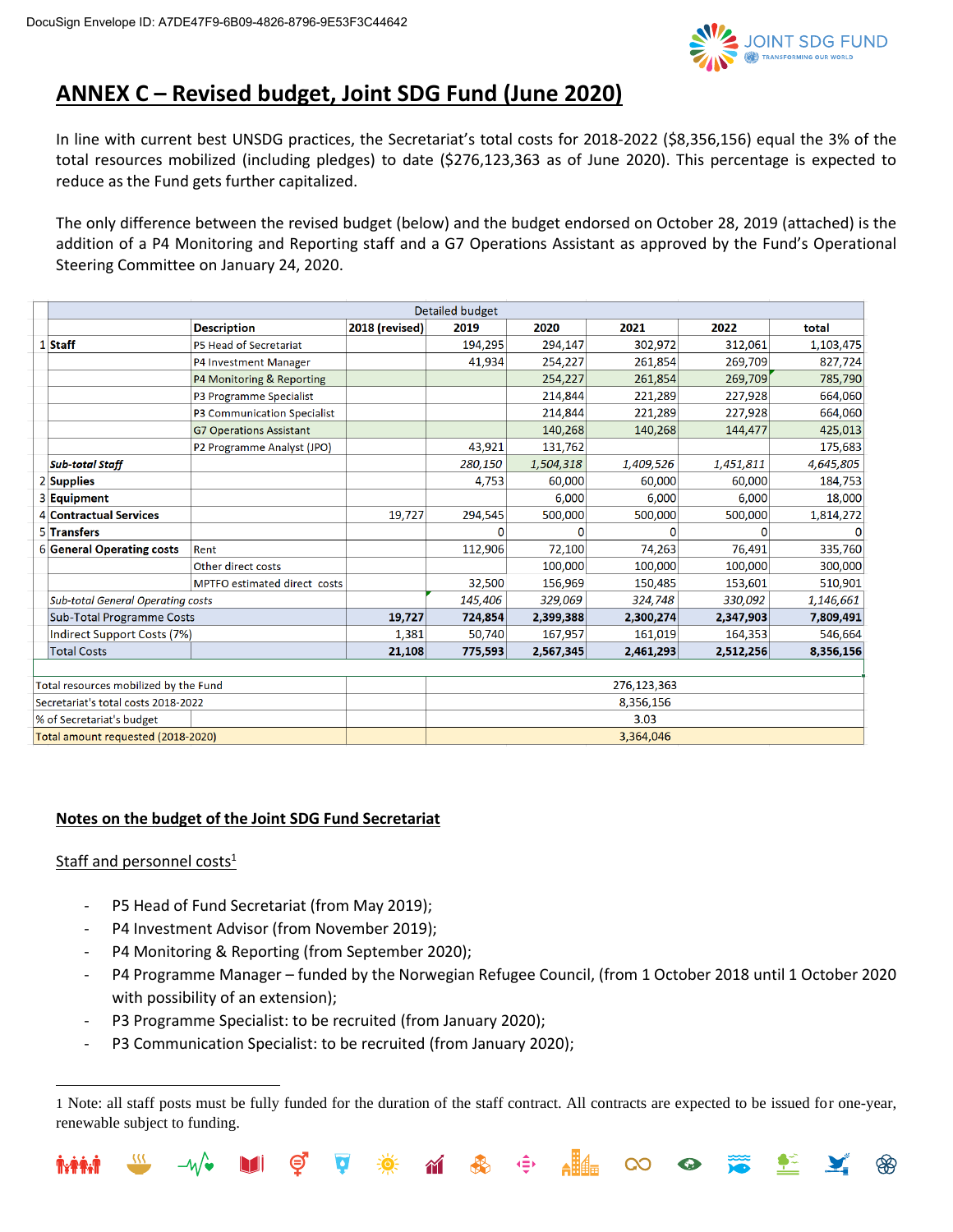## ANNEX C – Revised budget, Joint SDG Fund (June 2020)

In line with current best UNSDG practices, the Secretariat's total costs for 2018-2022 ($8,356,156) equal the 3% of the total resources mobilized (including pledges) to date ($276,123,363 as of June 2020). This percentage is expected to reduce as the Fund gets further capitalized.

The only difference between the revised budget (below) and the budget endorsed on October 28, 2019 (attached) is the addition of a P4 Monitoring and Reporting staff and a G7 Operations Assistant as approved by the Fund's Operational Steering Committee on January 24, 2020.

| | | Detailed budget | | | | | | |
|---|---|---|---|---|---|---|---|---|
| | | Description | 2018 (revised) | 2019 | 2020 | 2021 | 2022 | total |
| 1 | **Staff** | P5 Head of Secretariat | | 194,295 | 294,147 | 302,972 | 312,061 | 1,103,475 |
| | | P4 Investment Manager | | 41,934 | 254,227 | 261,854 | 269,709 | 827,724 |
| | | P4 Monitoring & Reporting | | | 254,227 | 261,854 | 269,709 | 785,790 |
| | | P3 Programme Specialist | | | 214,844 | 221,289 | 227,928 | 664,060 |
| | | P3 Communication Specialist | | | 214,844 | 221,289 | 227,928 | 664,060 |
| | | G7 Operations Assistant | | | 140,268 | 140,268 | 144,477 | 425,013 |
| | | P2 Programme Analyst (JPO) | | 43,921 | 131,762 | | | 175,683 |
| | ***Sub-total Staff*** | | | *280,150* | *1,504,318* | *1,409,526* | *1,451,811* | *4,645,805* |
| 2 | **Supplies** | | | 4,753 | 60,000 | 60,000 | 60,000 | 184,753 |
| 3 | **Equipment** | | | | 6,000 | 6,000 | 6,000 | 18,000 |
| 4 | **Contractual Services** | | 19,727 | 294,545 | 500,000 | 500,000 | 500,000 | 1,814,272 |
| 5 | **Transfers** | | | 0 | 0 | 0 | 0 | 0 |
| 6 | **General Operating costs** | Rent | | 112,906 | 72,100 | 74,263 | 76,491 | 335,760 |
| | | Other direct costs | | | 100,000 | 100,000 | 100,000 | 300,000 |
| | | MPTFO estimated direct costs | | 32,500 | 156,969 | 150,485 | 153,601 | 510,901 |
| | *Sub-total General Operating costs* | | | *145,406* | *329,069* | *324,748* | *330,092* | *1,146,661* |
| | Sub-Total Programme Costs | | **19,727** | **724,854** | **2,399,388** | **2,300,274** | **2,347,903** | **7,809,491** |
| | Indirect Support Costs (7%) | | 1,381 | 50,740 | 167,957 | 161,019 | 164,353 | 546,664 |
| | Total Costs | | **21,108** | **775,593** | **2,567,345** | **2,461,293** | **2,512,256** | **8,356,156** |

| | | |
|---|---|---|
| Total resources mobilized by the Fund | | 276,123,363 |
| Secretariat's total costs 2018-2022 | | 8,356,156 |
| % of Secretariat's budget | | 3.03 |
| Total amount requested (2018-2020) | | 3,364,046 |

## Notes on the budget of the Joint SDG Fund Secretariat

### Staff and personnel costs[1]

- P5 Head of Fund Secretariat (from May 2019);
- P4 Investment Advisor (from November 2019);
- P4 Monitoring & Reporting (from September 2020);
- P4 Programme Manager – funded by the Norwegian Refugee Council, (from 1 October 2018 until 1 October 2020 with possibility of an extension);
- P3 Programme Specialist: to be recruited (from January 2020);
- P3 Communication Specialist: to be recruited (from January 2020);

1 Note: all staff posts must be fully funded for the duration of the staff contract. All contracts are expected to be issued for one-year, renewable subject to funding.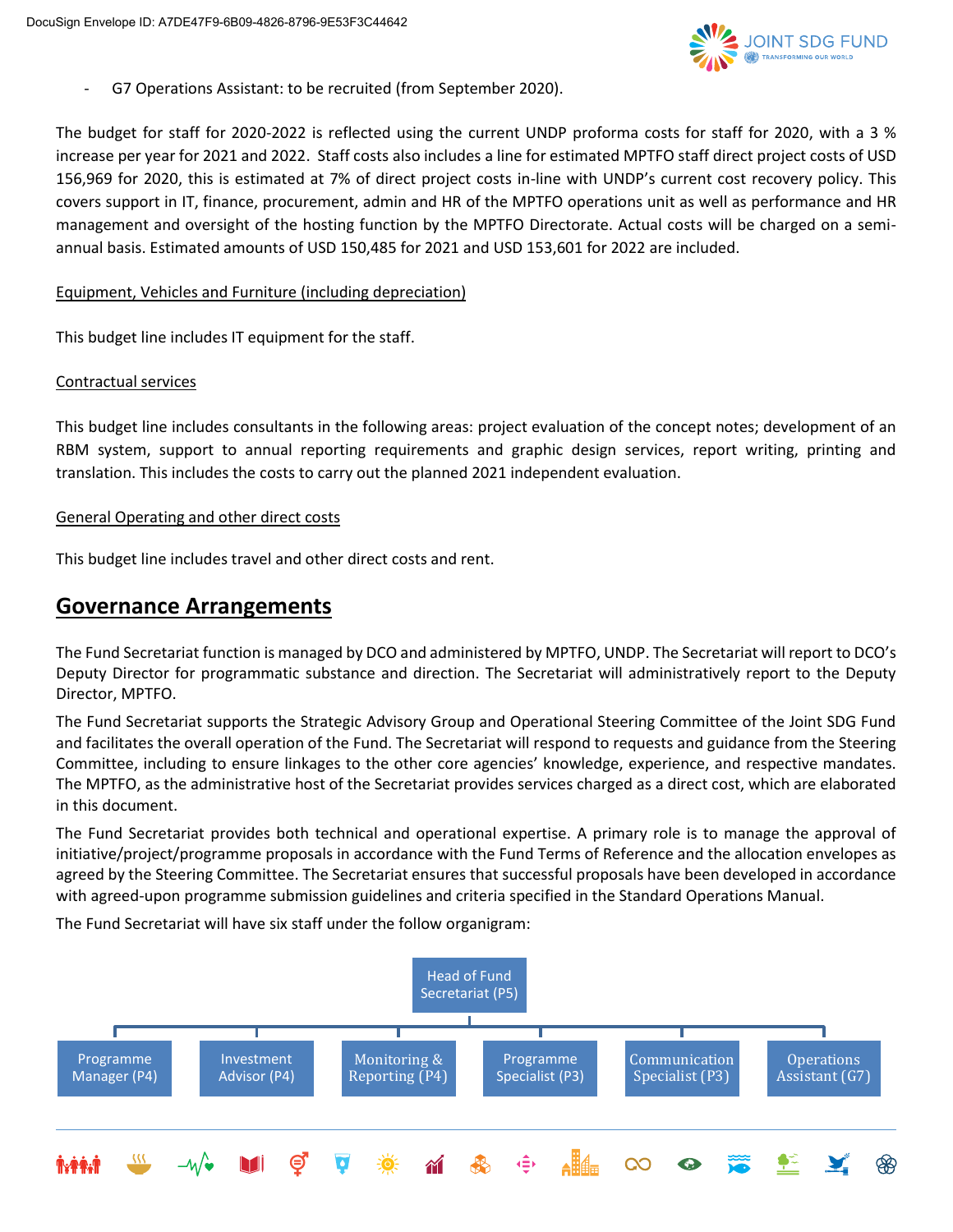- G7 Operations Assistant: to be recruited (from September 2020).

The budget for staff for 2020-2022 is reflected using the current UNDP proforma costs for staff for 2020, with a 3 % increase per year for 2021 and 2022. Staff costs also includes a line for estimated MPTFO staff direct project costs of USD 156,969 for 2020, this is estimated at 7% of direct project costs in-line with UNDP's current cost recovery policy. This covers support in IT, finance, procurement, admin and HR of the MPTFO operations unit as well as performance and HR management and oversight of the hosting function by the MPTFO Directorate. Actual costs will be charged on a semi-annual basis. Estimated amounts of USD 150,485 for 2021 and USD 153,601 for 2022 are included.

Equipment, Vehicles and Furniture (including depreciation)

This budget line includes IT equipment for the staff.

Contractual services

This budget line includes consultants in the following areas: project evaluation of the concept notes; development of an RBM system, support to annual reporting requirements and graphic design services, report writing, printing and translation. This includes the costs to carry out the planned 2021 independent evaluation.

General Operating and other direct costs

This budget line includes travel and other direct costs and rent.

## Governance Arrangements

The Fund Secretariat function is managed by DCO and administered by MPTFO, UNDP. The Secretariat will report to DCO's Deputy Director for programmatic substance and direction. The Secretariat will administratively report to the Deputy Director, MPTFO.

The Fund Secretariat supports the Strategic Advisory Group and Operational Steering Committee of the Joint SDG Fund and facilitates the overall operation of the Fund. The Secretariat will respond to requests and guidance from the Steering Committee, including to ensure linkages to the other core agencies' knowledge, experience, and respective mandates. The MPTFO, as the administrative host of the Secretariat provides services charged as a direct cost, which are elaborated in this document.

The Fund Secretariat provides both technical and operational expertise. A primary role is to manage the approval of initiative/project/programme proposals in accordance with the Fund Terms of Reference and the allocation envelopes as agreed by the Steering Committee. The Secretariat ensures that successful proposals have been developed in accordance with agreed-upon programme submission guidelines and criteria specified in the Standard Operations Manual.

The Fund Secretariat will have six staff under the follow organigram:

- Head of Fund Secretariat (P5)
  - Programme Manager (P4)
  - Investment Advisor (P4)
  - Monitoring & Reporting (P4)
  - Programme Specialist (P3)
  - Communication Specialist (P3)
  - Operations Assistant (G7)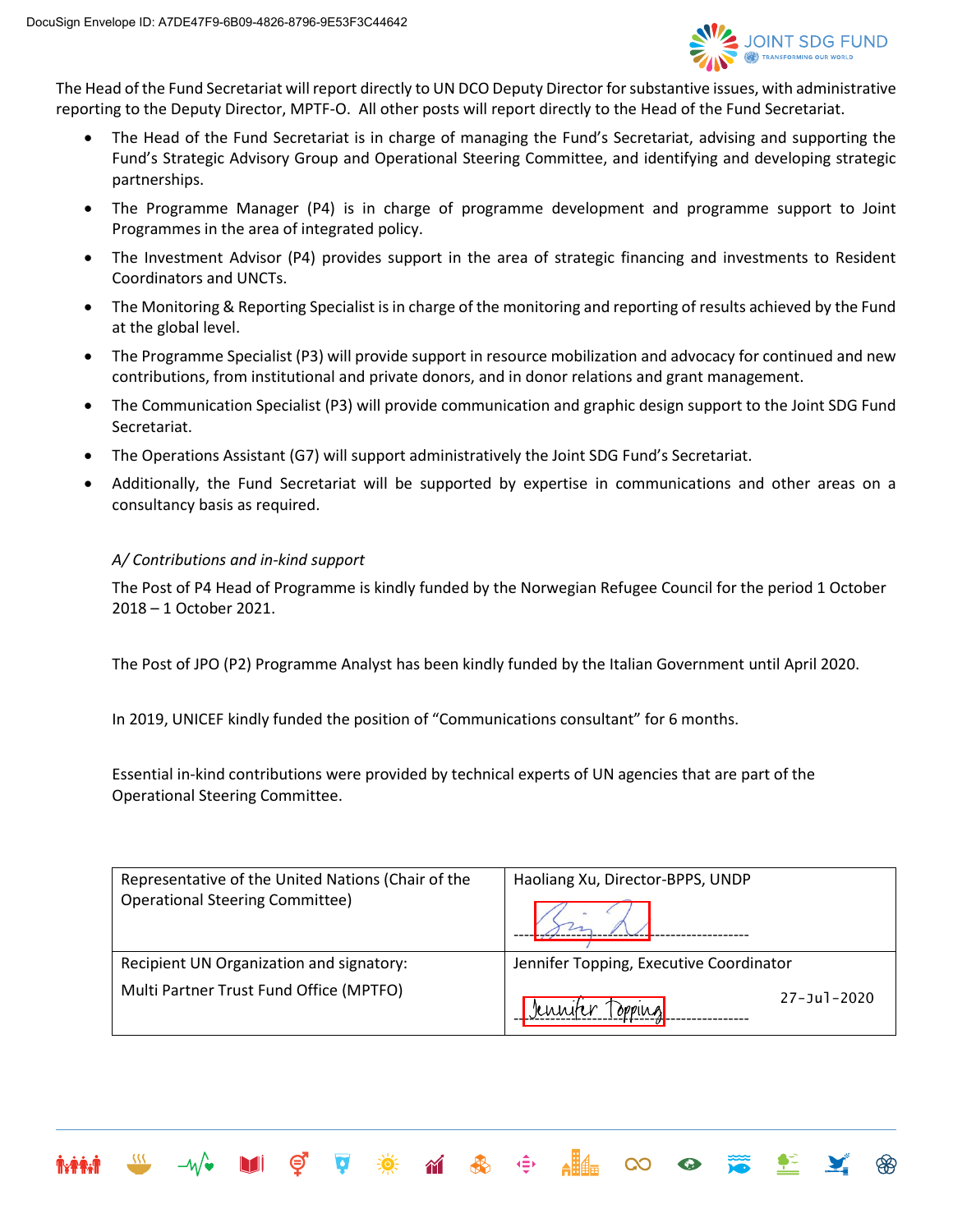The Head of the Fund Secretariat will report directly to UN DCO Deputy Director for substantive issues, with administrative reporting to the Deputy Director, MPTF-O. All other posts will report directly to the Head of the Fund Secretariat.

- The Head of the Fund Secretariat is in charge of managing the Fund's Secretariat, advising and supporting the Fund's Strategic Advisory Group and Operational Steering Committee, and identifying and developing strategic partnerships.
- The Programme Manager (P4) is in charge of programme development and programme support to Joint Programmes in the area of integrated policy.
- The Investment Advisor (P4) provides support in the area of strategic financing and investments to Resident Coordinators and UNCTs.
- The Monitoring & Reporting Specialist is in charge of the monitoring and reporting of results achieved by the Fund at the global level.
- The Programme Specialist (P3) will provide support in resource mobilization and advocacy for continued and new contributions, from institutional and private donors, and in donor relations and grant management.
- The Communication Specialist (P3) will provide communication and graphic design support to the Joint SDG Fund Secretariat.
- The Operations Assistant (G7) will support administratively the Joint SDG Fund's Secretariat.
- Additionally, the Fund Secretariat will be supported by expertise in communications and other areas on a consultancy basis as required.

*A/ Contributions and in-kind support*

The Post of P4 Head of Programme is kindly funded by the Norwegian Refugee Council for the period 1 October 2018 – 1 October 2021.

The Post of JPO (P2) Programme Analyst has been kindly funded by the Italian Government until April 2020.

In 2019, UNICEF kindly funded the position of "Communications consultant" for 6 months.

Essential in-kind contributions were provided by technical experts of UN agencies that are part of the Operational Steering Committee.

| | |
|---|---|
| Representative of the United Nations (Chair of the Operational Steering Committee) | Haoliang Xu, Director-BPPS, UNDP<br>[signature] |
| Recipient UN Organization and signatory:<br>Multi Partner Trust Fund Office (MPTFO) | Jennifer Topping, Executive Coordinator<br>[signature: Jennifer Topping] 27-Jul-2020 |